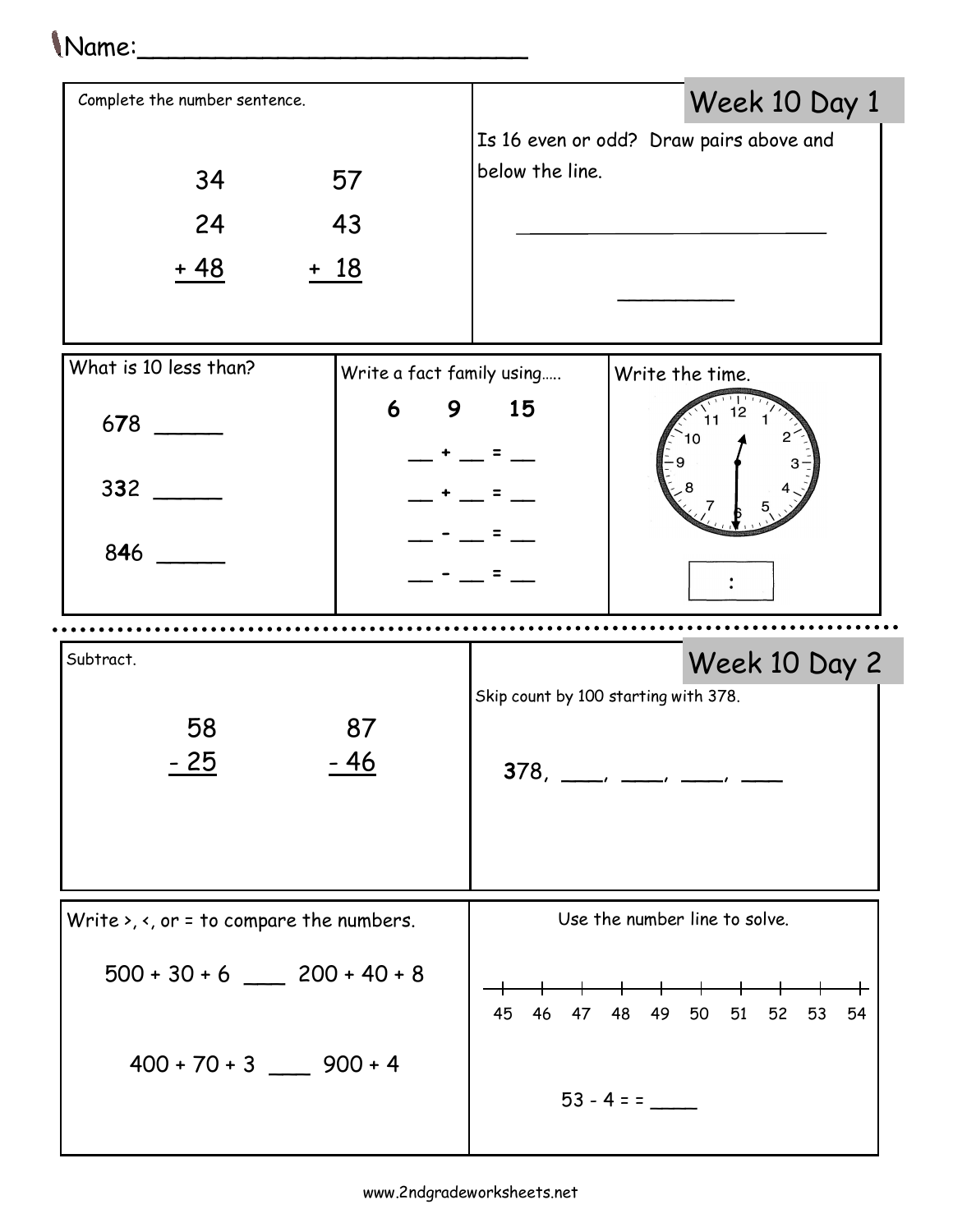Name:________________________

## Week 10 Day 1

Complete the number sentence.

```
  34      57
  24      43
+ 48    + 18
```

Is 16 even or odd? Draw pairs above and below the line.

________________________

__________

What is 10 less than?

678 _____

332 _____

846 _____

Write a fact family using…..

**6 9 15**

__ + __ = __

__ + __ = __

__ - __ = __

__ - __ = __

Write the time.

[ : ]

---

## Week 10 Day 2

Subtract.

```
  58      87
- 25    - 46
```

Skip count by 100 starting with 378.

378, ___, ___, ___, ___

Write >, <, or = to compare the numbers.

500 + 30 + 6 ___ 200 + 40 + 8

400 + 70 + 3 ___ 900 + 4

Use the number line to solve.

45 46 47 48 49 50 51 52 53 54

53 - 4 = = ____

www.2ndgradeworksheets.net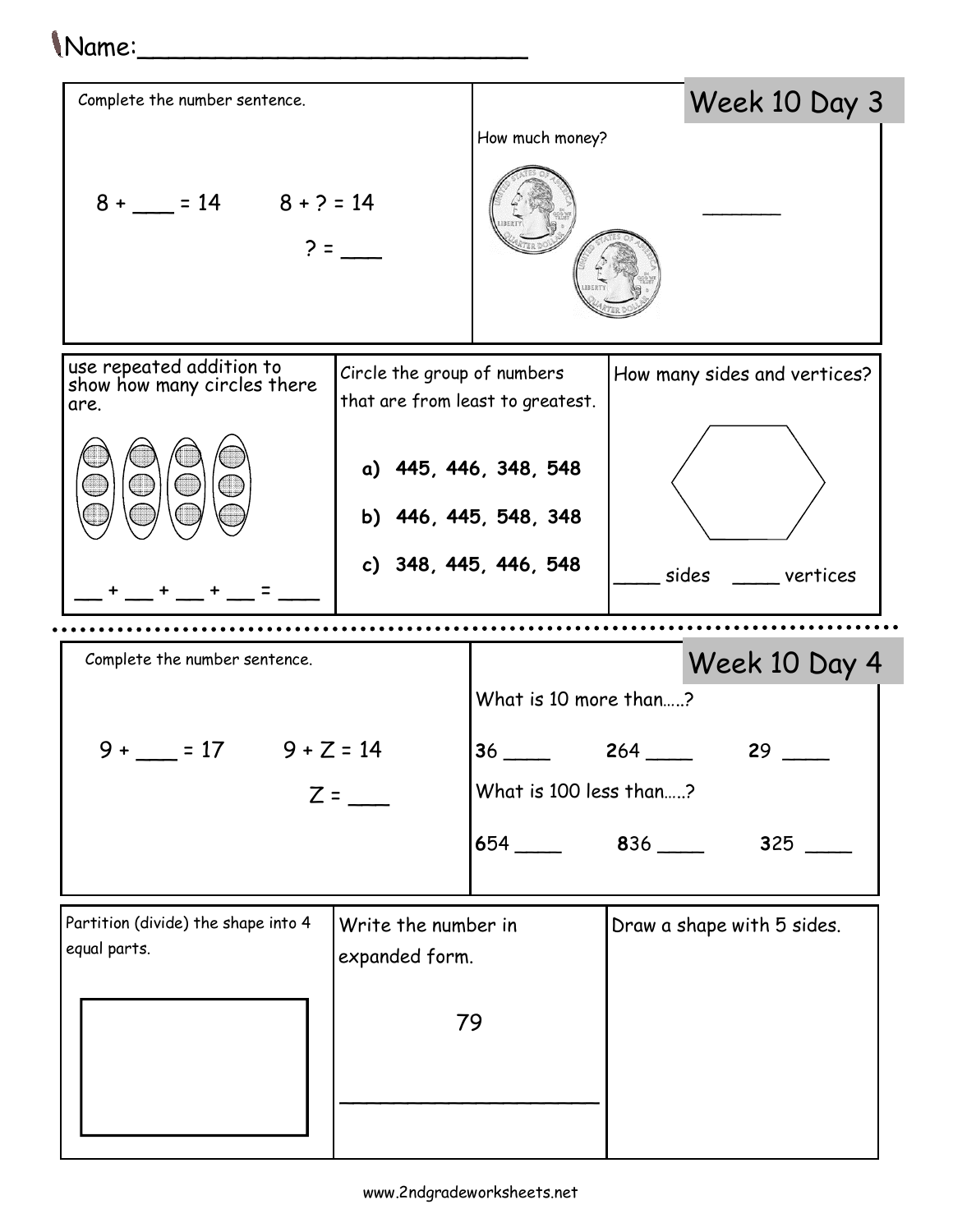Name:\_\_\_\_\_\_\_\_\_\_\_\_\_\_\_\_\_\_\_\_\_\_\_\_\_\_

## Week 10 Day 3

Complete the number sentence.

8 + \_\_\_ = 14 8 + ? = 14

? = \_\_\_

How much money?

\_\_\_\_\_\_\_

use repeated addition to show how many circles there are.

\_\_ + \_\_ + \_\_ + \_\_ = \_\_\_\_

Circle the group of numbers that are from least to greatest.

**a) 445, 446, 348, 548**

**b) 446, 445, 548, 348**

**c) 348, 445, 446, 548**

How many sides and vertices?

\_\_\_\_ sides \_\_\_\_ vertices

## Week 10 Day 4

Complete the number sentence.

9 + \_\_\_ = 17 9 + Z = 14

Z = \_\_\_

What is 10 more than.....?

36 \_\_\_\_ 264 \_\_\_\_ 29 \_\_\_\_

What is 100 less than.....?

654 \_\_\_\_ 836 \_\_\_\_ 325 \_\_\_\_

Partition (divide) the shape into 4 equal parts.

Write the number in expanded form.

79

\_\_\_\_\_\_\_\_\_\_\_\_\_\_\_\_\_\_\_\_

Draw a shape with 5 sides.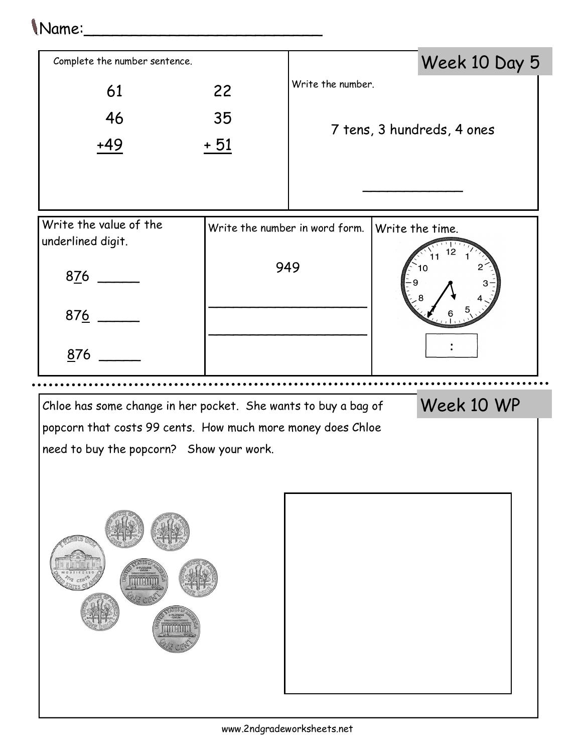Name:_________________________

## Week 10 Day 5

Complete the number sentence.

| | |
|---|---|
| 61 | 22 |
| 46 | 35 |
| +49 | + 51 |

Write the number.

7 tens, 3 hundreds, 4 ones

___________

Write the value of the underlined digit.

8<u>7</u>6 _____

87<u>6</u> _____

<u>8</u>76 _____

Write the number in word form.

949

_____________________

_____________________

Write the time.

12 11 1 10 2 9 3 8 4 7 6 5

:

## Week 10 WP

Chloe has some change in her pocket. She wants to buy a bag of popcorn that costs 99 cents. How much more money does Chloe need to buy the popcorn? Show your work.